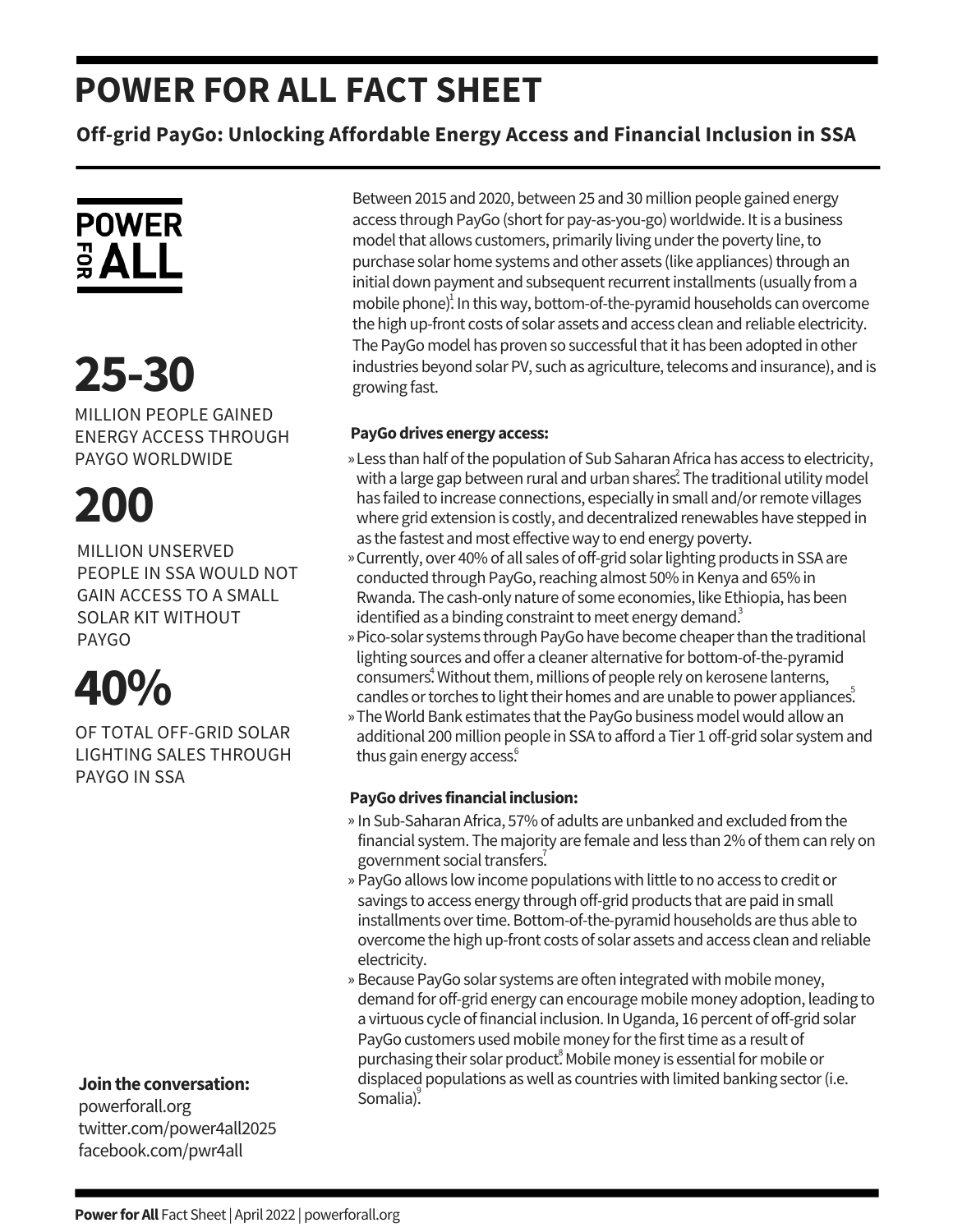# POWER FOR ALL FACT SHEET

## Off-grid PayGo: Unlocking Affordable Energy Access and Financial Inclusion in SSA

POWER FOR ALL

**25-30**

MILLION PEOPLE GAINED ENERGY ACCESS THROUGH PAYGO WORLDWIDE

**200**

MILLION UNSERVED PEOPLE IN SSA WOULD NOT GAIN ACCESS TO A SMALL SOLAR KIT WITHOUT PAYGO

**40%**

OF TOTAL OFF-GRID SOLAR LIGHTING SALES THROUGH PAYGO IN SSA

Between 2015 and 2020, between 25 and 30 million people gained energy access through PayGo (short for pay-as-you-go) worldwide. It is a business model that allows customers, primarily living under the poverty line, to purchase solar home systems and other assets (like appliances) through an initial down payment and subsequent recurrent installments (usually from a mobile phone)[1]. In this way, bottom-of-the-pyramid households can overcome the high up-front costs of solar assets and access clean and reliable electricity. The PayGo model has proven so successful that it has been adopted in other industries beyond solar PV, such as agriculture, telecoms and insurance), and is growing fast.

**PayGo drives energy access:**

- Less than half of the population of Sub Saharan Africa has access to electricity, with a large gap between rural and urban shares[2]. The traditional utility model has failed to increase connections, especially in small and/or remote villages where grid extension is costly, and decentralized renewables have stepped in as the fastest and most effective way to end energy poverty.
- Currently, over 40% of all sales of off-grid solar lighting products in SSA are conducted through PayGo, reaching almost 50% in Kenya and 65% in Rwanda. The cash-only nature of some economies, like Ethiopia, has been identified as a binding constraint to meet energy demand[3].
- Pico-solar systems through PayGo have become cheaper than the traditional lighting sources and offer a cleaner alternative for bottom-of-the-pyramid consumers[4]. Without them, millions of people rely on kerosene lanterns, candles or torches to light their homes and are unable to power appliances[5].
- The World Bank estimates that the PayGo business model would allow an additional 200 million people in SSA to afford a Tier 1 off-grid solar system and thus gain energy access[6].

**PayGo drives financial inclusion:**

- In Sub-Saharan Africa, 57% of adults are unbanked and excluded from the financial system. The majority are female and less than 2% of them can rely on government social transfers[7].
- PayGo allows low income populations with little to no access to credit or savings to access energy through off-grid products that are paid in small installments over time. Bottom-of-the-pyramid households are thus able to overcome the high up-front costs of solar assets and access clean and reliable electricity.
- Because PayGo solar systems are often integrated with mobile money, demand for off-grid energy can encourage mobile money adoption, leading to a virtuous cycle of financial inclusion. In Uganda, 16 percent of off-grid solar PayGo customers used mobile money for the first time as a result of purchasing their solar product[8]. Mobile money is essential for mobile or displaced populations as well as countries with limited banking sector (i.e. Somalia)[9].

**Join the conversation:**
powerforall.org
twitter.com/power4all2025
facebook.com/pwr4all

**Power for All** Fact Sheet | April 2022 | powerforall.org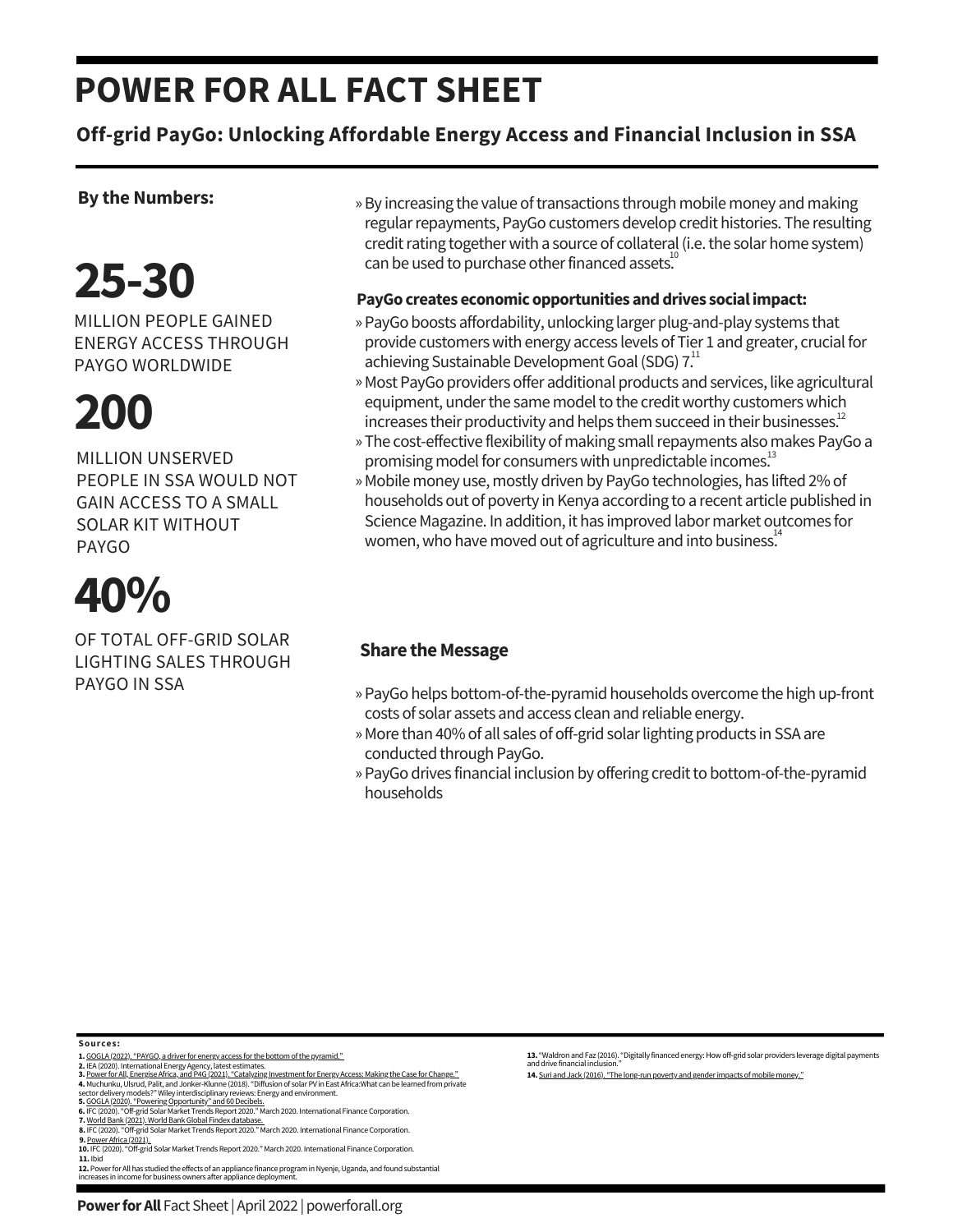# POWER FOR ALL FACT SHEET

## Off-grid PayGo: Unlocking Affordable Energy Access and Financial Inclusion in SSA

**By the Numbers:**

# 25-30

MILLION PEOPLE GAINED ENERGY ACCESS THROUGH PAYGO WORLDWIDE

# 200

MILLION UNSERVED PEOPLE IN SSA WOULD NOT GAIN ACCESS TO A SMALL SOLAR KIT WITHOUT PAYGO

# 40%

OF TOTAL OFF-GRID SOLAR LIGHTING SALES THROUGH PAYGO IN SSA

- By increasing the value of transactions through mobile money and making regular repayments, PayGo customers develop credit histories. The resulting credit rating together with a source of collateral (i.e. the solar home system) can be used to purchase other financed assets.[10]

**PayGo creates economic opportunities and drives social impact:**

- PayGo boosts affordability, unlocking larger plug-and-play systems that provide customers with energy access levels of Tier 1 and greater, crucial for achieving Sustainable Development Goal (SDG) 7.[11]
- Most PayGo providers offer additional products and services, like agricultural equipment, under the same model to the credit worthy customers which increases their productivity and helps them succeed in their businesses.[12]
- The cost-effective flexibility of making small repayments also makes PayGo a promising model for consumers with unpredictable incomes.[13]
- Mobile money use, mostly driven by PayGo technologies, has lifted 2% of households out of poverty in Kenya according to a recent article published in Science Magazine. In addition, it has improved labor market outcomes for women, who have moved out of agriculture and into business.[14]

### Share the Message

- PayGo helps bottom-of-the-pyramid households overcome the high up-front costs of solar assets and access clean and reliable energy.
- More than 40% of all sales of off-grid solar lighting products in SSA are conducted through PayGo.
- PayGo drives financial inclusion by offering credit to bottom-of-the-pyramid households

**Sources:**

1. GOGLA (2022). "PAYGO, a driver for energy access for the bottom of the pyramid."
2. IEA (2020). International Energy Agency, latest estimates.
3. Power for All, Energise Africa, and P4G (2021). "Catalyzing Investment for Energy Access: Making the Case for Change."
4. Muchunku, Ulsrud, Palit, and Jonker-Klunne (2018). "Diffusion of solar PV in East Africa:What can be learned from private sector delivery models?" Wiley interdisciplinary reviews: Energy and environment.
5. GOGLA (2020). "Powering Opportunity" and 60 Decibels.
6. IFC (2020). "Off-grid Solar Market Trends Report 2020." March 2020. International Finance Corporation.
7. World Bank (2021). World Bank Global Findex database.
8. IFC (2020). "Off-grid Solar Market Trends Report 2020." March 2020. International Finance Corporation.
9. Power Africa (2021).
10. IFC (2020). "Off-grid Solar Market Trends Report 2020." March 2020. International Finance Corporation.
11. Ibid
12. Power for All has studied the effects of an appliance finance program in Nyenje, Uganda, and found substantial increases in income for business owners after appliance deployment.
13. "Waldron and Faz (2016). "Digitally financed energy: How off-grid solar providers leverage digital payments and drive financial inclusion."
14. Suri and Jack (2016). "The long-run poverty and gender impacts of mobile money."

**Power for All** Fact Sheet | April 2022 | powerforall.org